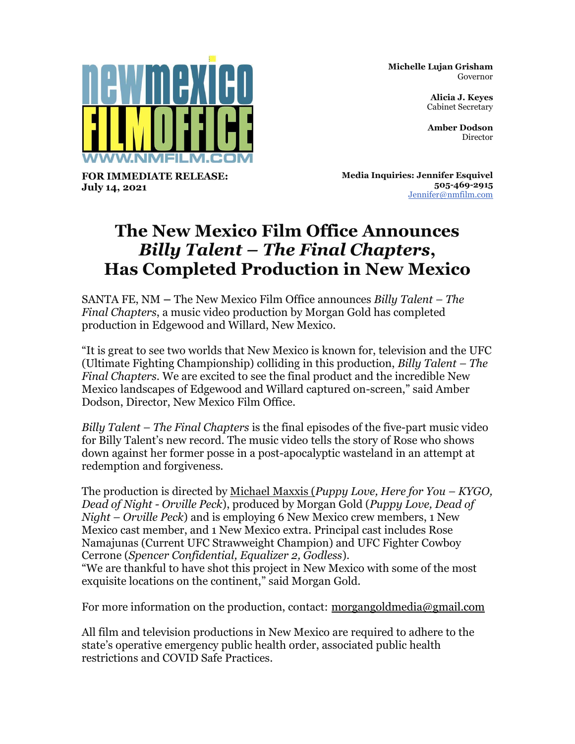newmexico FILMOFFICE
WWW.NMFILM.COM

**Michelle Lujan Grisham**
Governor

**Alicia J. Keyes**
Cabinet Secretary

**Amber Dodson**
Director

**FOR IMMEDIATE RELEASE:**
**July 14, 2021**

**Media Inquiries: Jennifer Esquivel**
**505-469-2915**
Jennifer@nmfilm.com

# The New Mexico Film Office Announces *Billy Talent – The Final Chapters*, Has Completed Production in New Mexico

SANTA FE, NM – The New Mexico Film Office announces *Billy Talent – The Final Chapters*, a music video production by Morgan Gold has completed production in Edgewood and Willard, New Mexico.

"It is great to see two worlds that New Mexico is known for, television and the UFC (Ultimate Fighting Championship) colliding in this production, *Billy Talent – The Final Chapters*. We are excited to see the final product and the incredible New Mexico landscapes of Edgewood and Willard captured on-screen," said Amber Dodson, Director, New Mexico Film Office.

*Billy Talent – The Final Chapters* is the final episodes of the five-part music video for Billy Talent's new record. The music video tells the story of Rose who shows down against her former posse in a post-apocalyptic wasteland in an attempt at redemption and forgiveness.

The production is directed by Michael Maxxis (*Puppy Love, Here for You – KYGO, Dead of Night - Orville Peck*), produced by Morgan Gold (*Puppy Love, Dead of Night – Orville Peck*) and is employing 6 New Mexico crew members, 1 New Mexico cast member, and 1 New Mexico extra. Principal cast includes Rose Namajunas (Current UFC Strawweight Champion) and UFC Fighter Cowboy Cerrone (*Spencer Confidential, Equalizer 2, Godless*).
"We are thankful to have shot this project in New Mexico with some of the most exquisite locations on the continent," said Morgan Gold.

For more information on the production, contact: morgangoldmedia@gmail.com

All film and television productions in New Mexico are required to adhere to the state's operative emergency public health order, associated public health restrictions and COVID Safe Practices.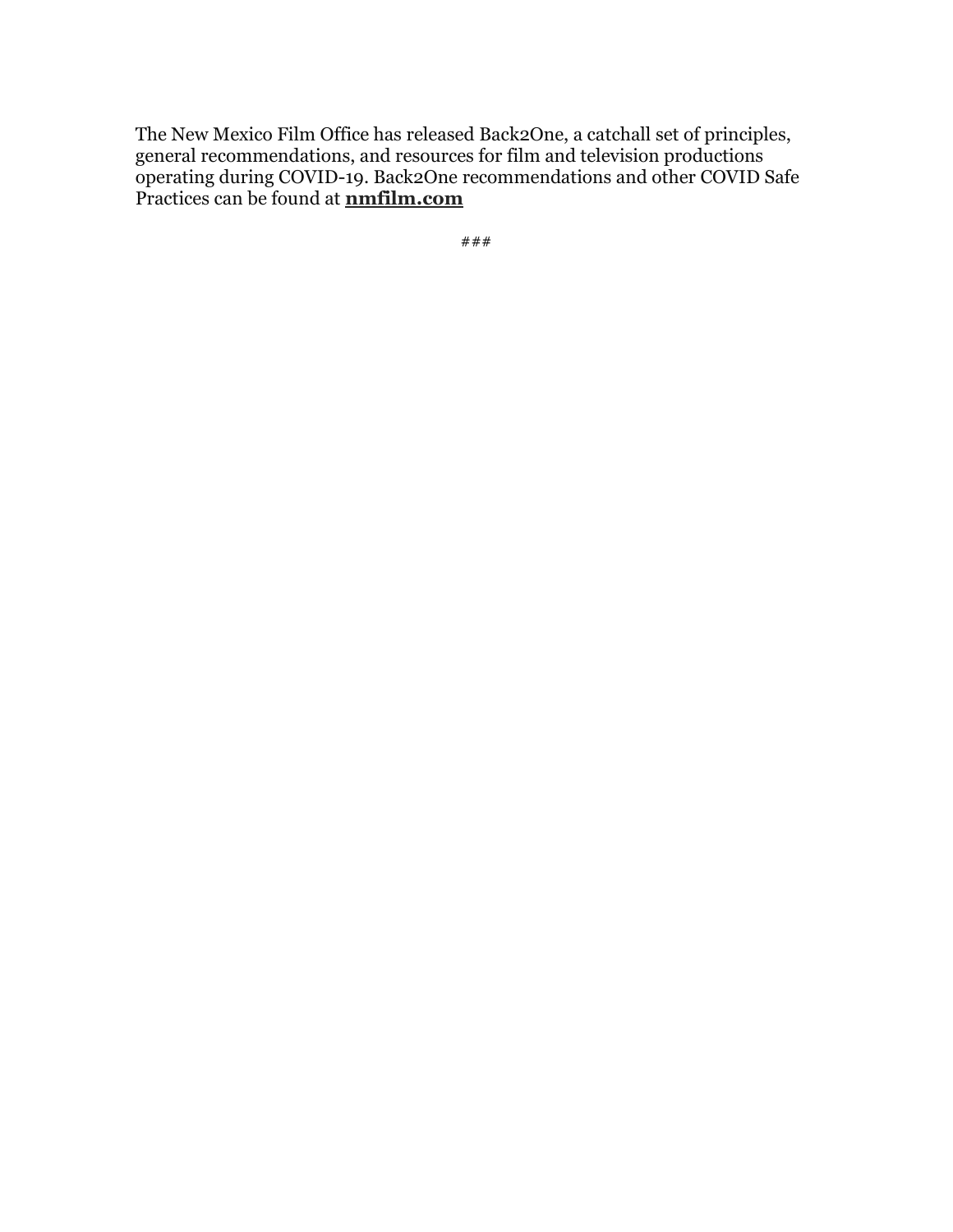The New Mexico Film Office has released Back2One, a catchall set of principles, general recommendations, and resources for film and television productions operating during COVID-19. Back2One recommendations and other COVID Safe Practices can be found at **nmfilm.com**

###